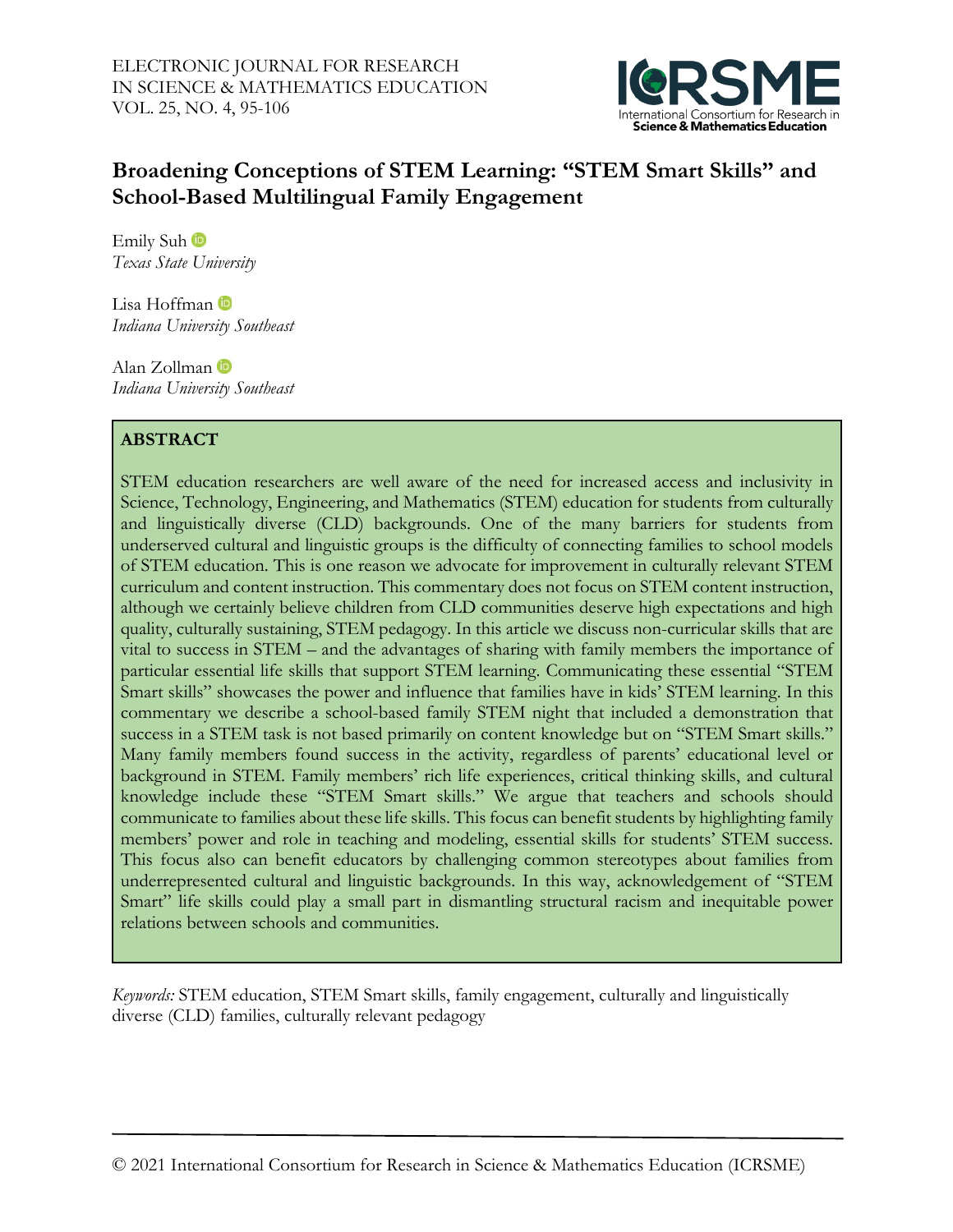# Broadening Conceptions of STEM Learning: "STEM Smart Skills" and School-Based Multilingual Family Engagement

Emily Suh
*Texas State University*

Lisa Hoffman
*Indiana University Southeast*

Alan Zollman
*Indiana University Southeast*

## ABSTRACT

STEM education researchers are well aware of the need for increased access and inclusivity in Science, Technology, Engineering, and Mathematics (STEM) education for students from culturally and linguistically diverse (CLD) backgrounds. One of the many barriers for students from underserved cultural and linguistic groups is the difficulty of connecting families to school models of STEM education. This is one reason we advocate for improvement in culturally relevant STEM curriculum and content instruction. This commentary does not focus on STEM content instruction, although we certainly believe children from CLD communities deserve high expectations and high quality, culturally sustaining, STEM pedagogy. In this article we discuss non-curricular skills that are vital to success in STEM – and the advantages of sharing with family members the importance of particular essential life skills that support STEM learning. Communicating these essential "STEM Smart skills" showcases the power and influence that families have in kids' STEM learning. In this commentary we describe a school-based family STEM night that included a demonstration that success in a STEM task is not based primarily on content knowledge but on "STEM Smart skills." Many family members found success in the activity, regardless of parents' educational level or background in STEM. Family members' rich life experiences, critical thinking skills, and cultural knowledge include these "STEM Smart skills." We argue that teachers and schools should communicate to families about these life skills. This focus can benefit students by highlighting family members' power and role in teaching and modeling, essential skills for students' STEM success. This focus also can benefit educators by challenging common stereotypes about families from underrepresented cultural and linguistic backgrounds. In this way, acknowledgement of "STEM Smart" life skills could play a small part in dismantling structural racism and inequitable power relations between schools and communities.

*Keywords:* STEM education, STEM Smart skills, family engagement, culturally and linguistically diverse (CLD) families, culturally relevant pedagogy

© 2021 International Consortium for Research in Science & Mathematics Education (ICRSME)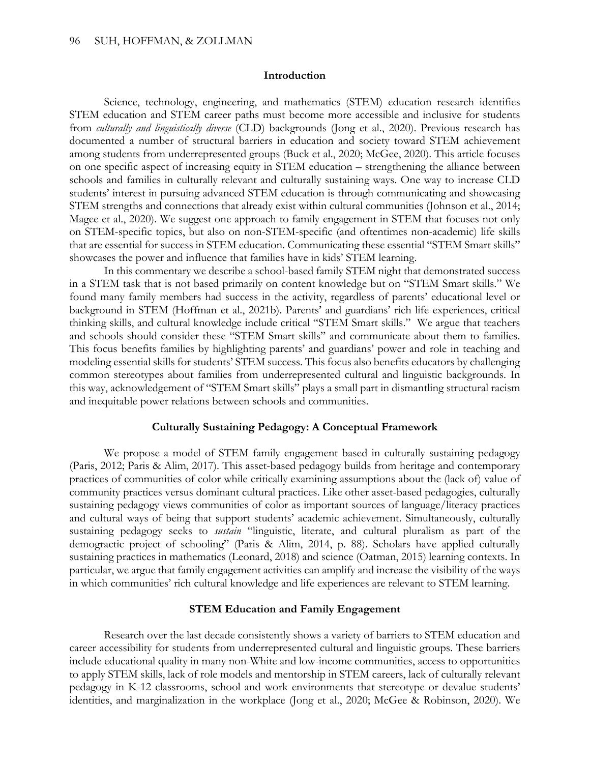## Introduction

Science, technology, engineering, and mathematics (STEM) education research identifies STEM education and STEM career paths must become more accessible and inclusive for students from *culturally and linguistically diverse* (CLD) backgrounds (Jong et al., 2020). Previous research has documented a number of structural barriers in education and society toward STEM achievement among students from underrepresented groups (Buck et al., 2020; McGee, 2020). This article focuses on one specific aspect of increasing equity in STEM education – strengthening the alliance between schools and families in culturally relevant and culturally sustaining ways. One way to increase CLD students' interest in pursuing advanced STEM education is through communicating and showcasing STEM strengths and connections that already exist within cultural communities (Johnson et al., 2014; Magee et al., 2020). We suggest one approach to family engagement in STEM that focuses not only on STEM-specific topics, but also on non-STEM-specific (and oftentimes non-academic) life skills that are essential for success in STEM education. Communicating these essential "STEM Smart skills" showcases the power and influence that families have in kids' STEM learning.

In this commentary we describe a school-based family STEM night that demonstrated success in a STEM task that is not based primarily on content knowledge but on "STEM Smart skills." We found many family members had success in the activity, regardless of parents' educational level or background in STEM (Hoffman et al., 2021b). Parents' and guardians' rich life experiences, critical thinking skills, and cultural knowledge include critical "STEM Smart skills." We argue that teachers and schools should consider these "STEM Smart skills" and communicate about them to families. This focus benefits families by highlighting parents' and guardians' power and role in teaching and modeling essential skills for students' STEM success. This focus also benefits educators by challenging common stereotypes about families from underrepresented cultural and linguistic backgrounds. In this way, acknowledgement of "STEM Smart skills" plays a small part in dismantling structural racism and inequitable power relations between schools and communities.

## Culturally Sustaining Pedagogy: A Conceptual Framework

We propose a model of STEM family engagement based in culturally sustaining pedagogy (Paris, 2012; Paris & Alim, 2017). This asset-based pedagogy builds from heritage and contemporary practices of communities of color while critically examining assumptions about the (lack of) value of community practices versus dominant cultural practices. Like other asset-based pedagogies, culturally sustaining pedagogy views communities of color as important sources of language/literacy practices and cultural ways of being that support students' academic achievement. Simultaneously, culturally sustaining pedagogy seeks to *sustain* "linguistic, literate, and cultural pluralism as part of the demogractic project of schooling" (Paris & Alim, 2014, p. 88). Scholars have applied culturally sustaining practices in mathematics (Leonard, 2018) and science (Oatman, 2015) learning contexts. In particular, we argue that family engagement activities can amplify and increase the visibility of the ways in which communities' rich cultural knowledge and life experiences are relevant to STEM learning.

## STEM Education and Family Engagement

Research over the last decade consistently shows a variety of barriers to STEM education and career accessibility for students from underrepresented cultural and linguistic groups. These barriers include educational quality in many non-White and low-income communities, access to opportunities to apply STEM skills, lack of role models and mentorship in STEM careers, lack of culturally relevant pedagogy in K-12 classrooms, school and work environments that stereotype or devalue students' identities, and marginalization in the workplace (Jong et al., 2020; McGee & Robinson, 2020). We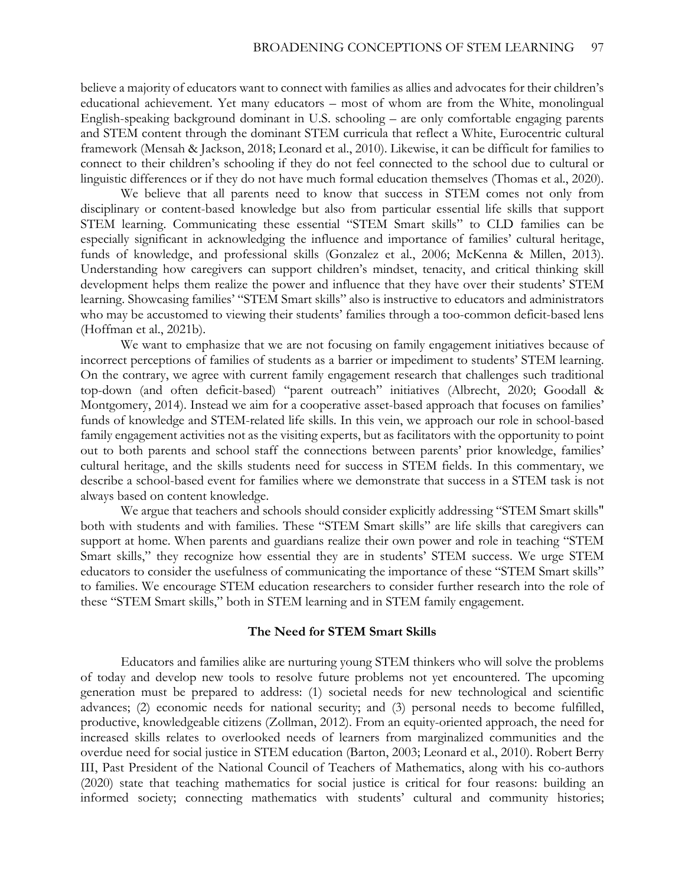believe a majority of educators want to connect with families as allies and advocates for their children's educational achievement. Yet many educators – most of whom are from the White, monolingual English-speaking background dominant in U.S. schooling – are only comfortable engaging parents and STEM content through the dominant STEM curricula that reflect a White, Eurocentric cultural framework (Mensah & Jackson, 2018; Leonard et al., 2010). Likewise, it can be difficult for families to connect to their children's schooling if they do not feel connected to the school due to cultural or linguistic differences or if they do not have much formal education themselves (Thomas et al., 2020).

We believe that all parents need to know that success in STEM comes not only from disciplinary or content-based knowledge but also from particular essential life skills that support STEM learning. Communicating these essential "STEM Smart skills" to CLD families can be especially significant in acknowledging the influence and importance of families' cultural heritage, funds of knowledge, and professional skills (Gonzalez et al., 2006; McKenna & Millen, 2013). Understanding how caregivers can support children's mindset, tenacity, and critical thinking skill development helps them realize the power and influence that they have over their students' STEM learning. Showcasing families' "STEM Smart skills" also is instructive to educators and administrators who may be accustomed to viewing their students' families through a too-common deficit-based lens (Hoffman et al., 2021b).

We want to emphasize that we are not focusing on family engagement initiatives because of incorrect perceptions of families of students as a barrier or impediment to students' STEM learning. On the contrary, we agree with current family engagement research that challenges such traditional top-down (and often deficit-based) "parent outreach" initiatives (Albrecht, 2020; Goodall & Montgomery, 2014). Instead we aim for a cooperative asset-based approach that focuses on families' funds of knowledge and STEM-related life skills. In this vein, we approach our role in school-based family engagement activities not as the visiting experts, but as facilitators with the opportunity to point out to both parents and school staff the connections between parents' prior knowledge, families' cultural heritage, and the skills students need for success in STEM fields. In this commentary, we describe a school-based event for families where we demonstrate that success in a STEM task is not always based on content knowledge.

We argue that teachers and schools should consider explicitly addressing "STEM Smart skills" both with students and with families. These "STEM Smart skills" are life skills that caregivers can support at home. When parents and guardians realize their own power and role in teaching "STEM Smart skills," they recognize how essential they are in students' STEM success. We urge STEM educators to consider the usefulness of communicating the importance of these "STEM Smart skills" to families. We encourage STEM education researchers to consider further research into the role of these "STEM Smart skills," both in STEM learning and in STEM family engagement.

## The Need for STEM Smart Skills

Educators and families alike are nurturing young STEM thinkers who will solve the problems of today and develop new tools to resolve future problems not yet encountered. The upcoming generation must be prepared to address: (1) societal needs for new technological and scientific advances; (2) economic needs for national security; and (3) personal needs to become fulfilled, productive, knowledgeable citizens (Zollman, 2012). From an equity-oriented approach, the need for increased skills relates to overlooked needs of learners from marginalized communities and the overdue need for social justice in STEM education (Barton, 2003; Leonard et al., 2010). Robert Berry III, Past President of the National Council of Teachers of Mathematics, along with his co-authors (2020) state that teaching mathematics for social justice is critical for four reasons: building an informed society; connecting mathematics with students' cultural and community histories;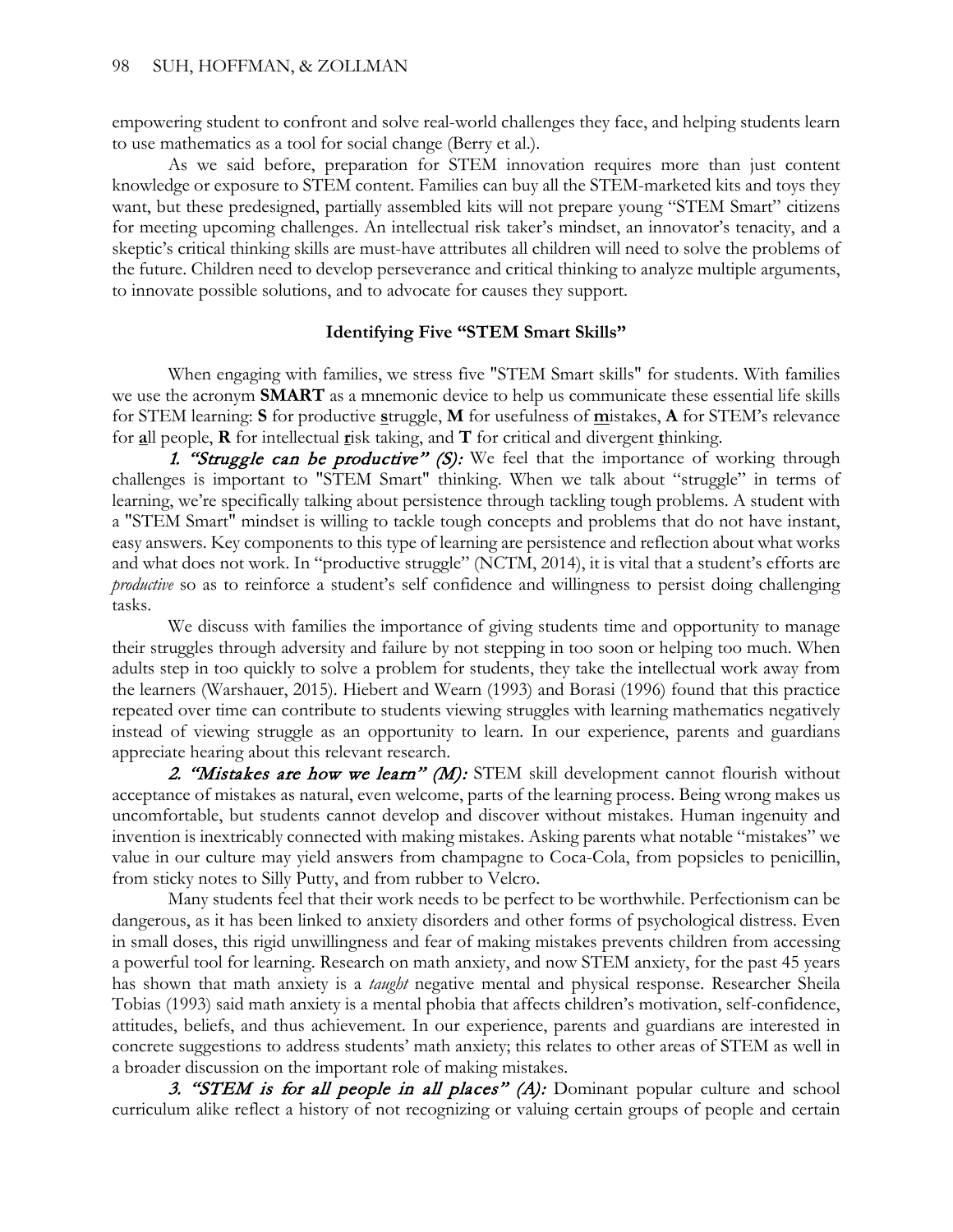empowering student to confront and solve real-world challenges they face, and helping students learn to use mathematics as a tool for social change (Berry et al.).

As we said before, preparation for STEM innovation requires more than just content knowledge or exposure to STEM content. Families can buy all the STEM-marketed kits and toys they want, but these predesigned, partially assembled kits will not prepare young "STEM Smart" citizens for meeting upcoming challenges. An intellectual risk taker's mindset, an innovator's tenacity, and a skeptic's critical thinking skills are must-have attributes all children will need to solve the problems of the future. Children need to develop perseverance and critical thinking to analyze multiple arguments, to innovate possible solutions, and to advocate for causes they support.

## Identifying Five "STEM Smart Skills"

When engaging with families, we stress five "STEM Smart skills" for students. With families we use the acronym **SMART** as a mnemonic device to help us communicate these essential life skills for STEM learning: **S** for productive **s**truggle, **M** for usefulness of **m**istakes, **A** for STEM's relevance for **a**ll people, **R** for intellectual **r**isk taking, and **T** for critical and divergent **t**hinking.

*1. "Struggle can be productive" (S):* We feel that the importance of working through challenges is important to "STEM Smart" thinking. When we talk about "struggle" in terms of learning, we're specifically talking about persistence through tackling tough problems. A student with a "STEM Smart" mindset is willing to tackle tough concepts and problems that do not have instant, easy answers. Key components to this type of learning are persistence and reflection about what works and what does not work. In "productive struggle" (NCTM, 2014), it is vital that a student's efforts are *productive* so as to reinforce a student's self confidence and willingness to persist doing challenging tasks.

We discuss with families the importance of giving students time and opportunity to manage their struggles through adversity and failure by not stepping in too soon or helping too much. When adults step in too quickly to solve a problem for students, they take the intellectual work away from the learners (Warshauer, 2015). Hiebert and Wearn (1993) and Borasi (1996) found that this practice repeated over time can contribute to students viewing struggles with learning mathematics negatively instead of viewing struggle as an opportunity to learn. In our experience, parents and guardians appreciate hearing about this relevant research.

*2. "Mistakes are how we learn" (M):* STEM skill development cannot flourish without acceptance of mistakes as natural, even welcome, parts of the learning process. Being wrong makes us uncomfortable, but students cannot develop and discover without mistakes. Human ingenuity and invention is inextricably connected with making mistakes. Asking parents what notable "mistakes" we value in our culture may yield answers from champagne to Coca-Cola, from popsicles to penicillin, from sticky notes to Silly Putty, and from rubber to Velcro.

Many students feel that their work needs to be perfect to be worthwhile. Perfectionism can be dangerous, as it has been linked to anxiety disorders and other forms of psychological distress. Even in small doses, this rigid unwillingness and fear of making mistakes prevents children from accessing a powerful tool for learning. Research on math anxiety, and now STEM anxiety, for the past 45 years has shown that math anxiety is a *taught* negative mental and physical response. Researcher Sheila Tobias (1993) said math anxiety is a mental phobia that affects children's motivation, self-confidence, attitudes, beliefs, and thus achievement. In our experience, parents and guardians are interested in concrete suggestions to address students' math anxiety; this relates to other areas of STEM as well in a broader discussion on the important role of making mistakes.

*3. "STEM is for all people in all places" (A):* Dominant popular culture and school curriculum alike reflect a history of not recognizing or valuing certain groups of people and certain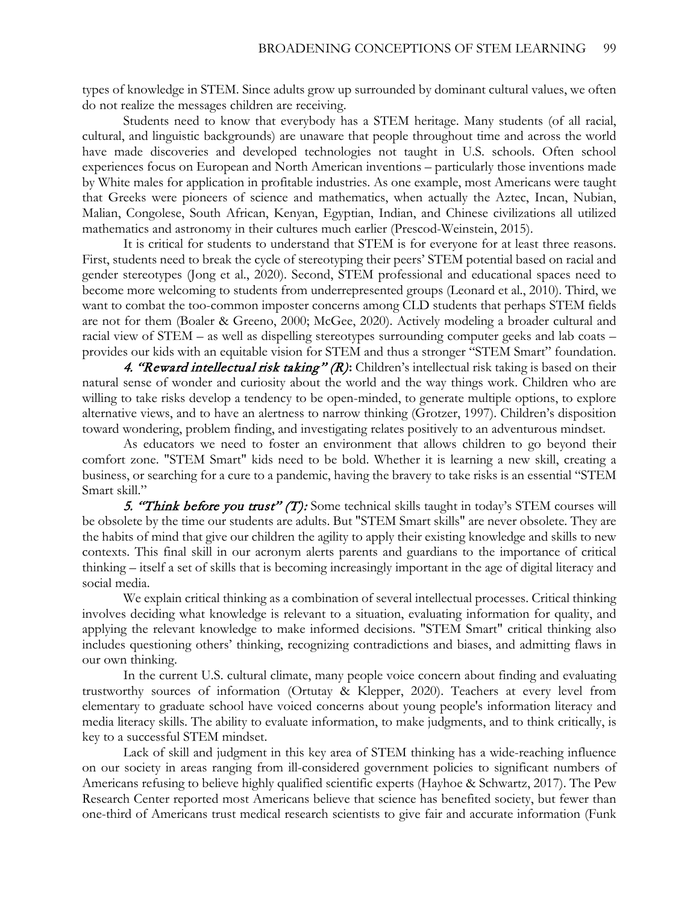types of knowledge in STEM. Since adults grow up surrounded by dominant cultural values, we often do not realize the messages children are receiving.

Students need to know that everybody has a STEM heritage. Many students (of all racial, cultural, and linguistic backgrounds) are unaware that people throughout time and across the world have made discoveries and developed technologies not taught in U.S. schools. Often school experiences focus on European and North American inventions – particularly those inventions made by White males for application in profitable industries. As one example, most Americans were taught that Greeks were pioneers of science and mathematics, when actually the Aztec, Incan, Nubian, Malian, Congolese, South African, Kenyan, Egyptian, Indian, and Chinese civilizations all utilized mathematics and astronomy in their cultures much earlier (Prescod-Weinstein, 2015).

It is critical for students to understand that STEM is for everyone for at least three reasons. First, students need to break the cycle of stereotyping their peers' STEM potential based on racial and gender stereotypes (Jong et al., 2020). Second, STEM professional and educational spaces need to become more welcoming to students from underrepresented groups (Leonard et al., 2010). Third, we want to combat the too-common imposter concerns among CLD students that perhaps STEM fields are not for them (Boaler & Greeno, 2000; McGee, 2020). Actively modeling a broader cultural and racial view of STEM – as well as dispelling stereotypes surrounding computer geeks and lab coats – provides our kids with an equitable vision for STEM and thus a stronger "STEM Smart" foundation.

***4. "Reward intellectual risk taking" (R)*****:** Children's intellectual risk taking is based on their natural sense of wonder and curiosity about the world and the way things work. Children who are willing to take risks develop a tendency to be open-minded, to generate multiple options, to explore alternative views, and to have an alertness to narrow thinking (Grotzer, 1997). Children's disposition toward wondering, problem finding, and investigating relates positively to an adventurous mindset.

As educators we need to foster an environment that allows children to go beyond their comfort zone. "STEM Smart" kids need to be bold. Whether it is learning a new skill, creating a business, or searching for a cure to a pandemic, having the bravery to take risks is an essential "STEM Smart skill."

***5. "Think before you trust" (T):*** Some technical skills taught in today's STEM courses will be obsolete by the time our students are adults. But "STEM Smart skills" are never obsolete. They are the habits of mind that give our children the agility to apply their existing knowledge and skills to new contexts. This final skill in our acronym alerts parents and guardians to the importance of critical thinking – itself a set of skills that is becoming increasingly important in the age of digital literacy and social media.

We explain critical thinking as a combination of several intellectual processes. Critical thinking involves deciding what knowledge is relevant to a situation, evaluating information for quality, and applying the relevant knowledge to make informed decisions. "STEM Smart" critical thinking also includes questioning others' thinking, recognizing contradictions and biases, and admitting flaws in our own thinking.

In the current U.S. cultural climate, many people voice concern about finding and evaluating trustworthy sources of information (Ortutay & Klepper, 2020). Teachers at every level from elementary to graduate school have voiced concerns about young people's information literacy and media literacy skills. The ability to evaluate information, to make judgments, and to think critically, is key to a successful STEM mindset.

Lack of skill and judgment in this key area of STEM thinking has a wide-reaching influence on our society in areas ranging from ill-considered government policies to significant numbers of Americans refusing to believe highly qualified scientific experts (Hayhoe & Schwartz, 2017). The Pew Research Center reported most Americans believe that science has benefited society, but fewer than one-third of Americans trust medical research scientists to give fair and accurate information (Funk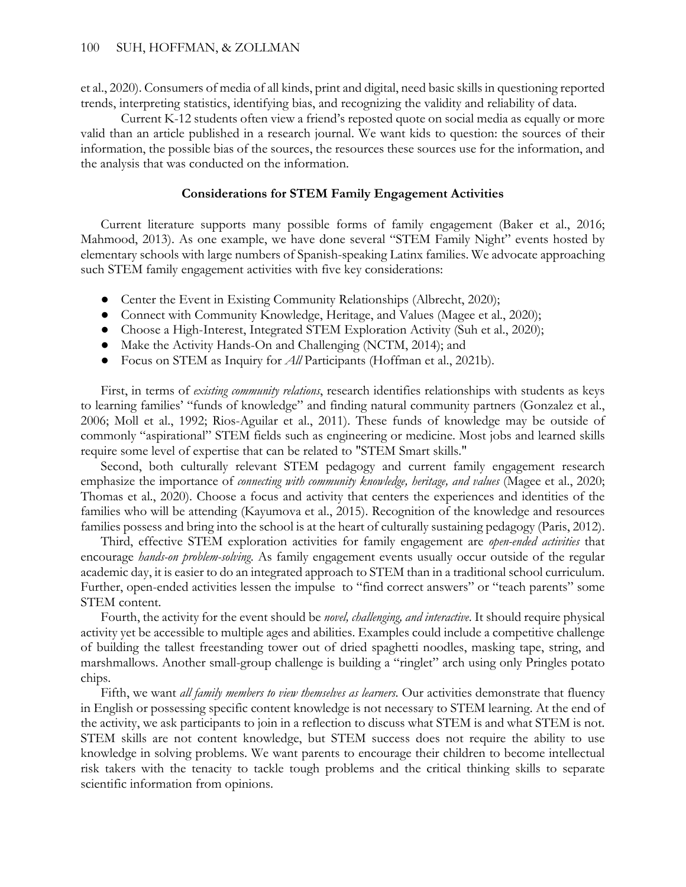et al., 2020). Consumers of media of all kinds, print and digital, need basic skills in questioning reported trends, interpreting statistics, identifying bias, and recognizing the validity and reliability of data.

Current K-12 students often view a friend's reposted quote on social media as equally or more valid than an article published in a research journal. We want kids to question: the sources of their information, the possible bias of the sources, the resources these sources use for the information, and the analysis that was conducted on the information.

## Considerations for STEM Family Engagement Activities

Current literature supports many possible forms of family engagement (Baker et al., 2016; Mahmood, 2013). As one example, we have done several "STEM Family Night" events hosted by elementary schools with large numbers of Spanish-speaking Latinx families. We advocate approaching such STEM family engagement activities with five key considerations:

- Center the Event in Existing Community Relationships (Albrecht, 2020);
- Connect with Community Knowledge, Heritage, and Values (Magee et al., 2020);
- Choose a High-Interest, Integrated STEM Exploration Activity (Suh et al., 2020);
- Make the Activity Hands-On and Challenging (NCTM, 2014); and
- Focus on STEM as Inquiry for *All* Participants (Hoffman et al., 2021b).

First, in terms of *existing community relations*, research identifies relationships with students as keys to learning families' "funds of knowledge" and finding natural community partners (Gonzalez et al., 2006; Moll et al., 1992; Rios-Aguilar et al., 2011). These funds of knowledge may be outside of commonly "aspirational" STEM fields such as engineering or medicine. Most jobs and learned skills require some level of expertise that can be related to "STEM Smart skills."

Second, both culturally relevant STEM pedagogy and current family engagement research emphasize the importance of *connecting with community knowledge, heritage, and values* (Magee et al., 2020; Thomas et al., 2020). Choose a focus and activity that centers the experiences and identities of the families who will be attending (Kayumova et al., 2015). Recognition of the knowledge and resources families possess and bring into the school is at the heart of culturally sustaining pedagogy (Paris, 2012).

Third, effective STEM exploration activities for family engagement are *open-ended activities* that encourage *hands-on problem-solving*. As family engagement events usually occur outside of the regular academic day, it is easier to do an integrated approach to STEM than in a traditional school curriculum. Further, open-ended activities lessen the impulse to "find correct answers" or "teach parents" some STEM content.

Fourth, the activity for the event should be *novel, challenging, and interactive*. It should require physical activity yet be accessible to multiple ages and abilities. Examples could include a competitive challenge of building the tallest freestanding tower out of dried spaghetti noodles, masking tape, string, and marshmallows. Another small-group challenge is building a "ringlet" arch using only Pringles potato chips.

Fifth, we want *all family members to view themselves as learners*. Our activities demonstrate that fluency in English or possessing specific content knowledge is not necessary to STEM learning. At the end of the activity, we ask participants to join in a reflection to discuss what STEM is and what STEM is not. STEM skills are not content knowledge, but STEM success does not require the ability to use knowledge in solving problems. We want parents to encourage their children to become intellectual risk takers with the tenacity to tackle tough problems and the critical thinking skills to separate scientific information from opinions.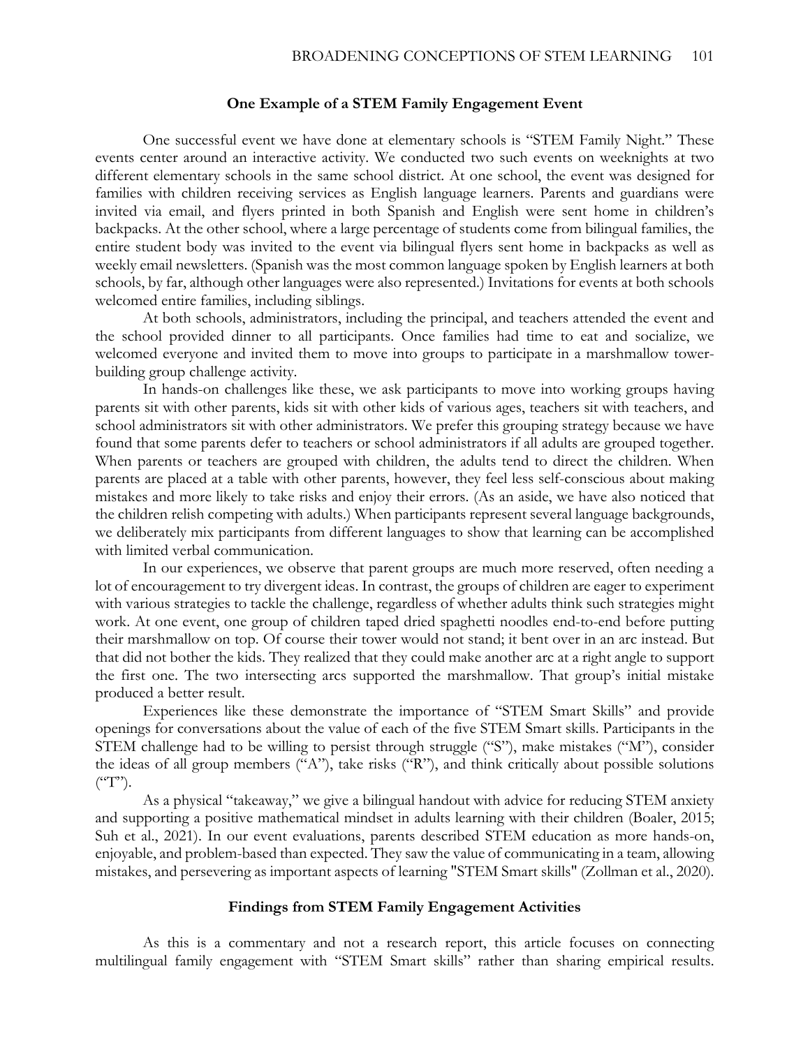## One Example of a STEM Family Engagement Event

One successful event we have done at elementary schools is "STEM Family Night." These events center around an interactive activity. We conducted two such events on weeknights at two different elementary schools in the same school district. At one school, the event was designed for families with children receiving services as English language learners. Parents and guardians were invited via email, and flyers printed in both Spanish and English were sent home in children's backpacks. At the other school, where a large percentage of students come from bilingual families, the entire student body was invited to the event via bilingual flyers sent home in backpacks as well as weekly email newsletters. (Spanish was the most common language spoken by English learners at both schools, by far, although other languages were also represented.) Invitations for events at both schools welcomed entire families, including siblings.

At both schools, administrators, including the principal, and teachers attended the event and the school provided dinner to all participants. Once families had time to eat and socialize, we welcomed everyone and invited them to move into groups to participate in a marshmallow tower-building group challenge activity.

In hands-on challenges like these, we ask participants to move into working groups having parents sit with other parents, kids sit with other kids of various ages, teachers sit with teachers, and school administrators sit with other administrators. We prefer this grouping strategy because we have found that some parents defer to teachers or school administrators if all adults are grouped together. When parents or teachers are grouped with children, the adults tend to direct the children. When parents are placed at a table with other parents, however, they feel less self-conscious about making mistakes and more likely to take risks and enjoy their errors. (As an aside, we have also noticed that the children relish competing with adults.) When participants represent several language backgrounds, we deliberately mix participants from different languages to show that learning can be accomplished with limited verbal communication.

In our experiences, we observe that parent groups are much more reserved, often needing a lot of encouragement to try divergent ideas. In contrast, the groups of children are eager to experiment with various strategies to tackle the challenge, regardless of whether adults think such strategies might work. At one event, one group of children taped dried spaghetti noodles end-to-end before putting their marshmallow on top. Of course their tower would not stand; it bent over in an arc instead. But that did not bother the kids. They realized that they could make another arc at a right angle to support the first one. The two intersecting arcs supported the marshmallow. That group's initial mistake produced a better result.

Experiences like these demonstrate the importance of "STEM Smart Skills" and provide openings for conversations about the value of each of the five STEM Smart skills. Participants in the STEM challenge had to be willing to persist through struggle ("S"), make mistakes ("M"), consider the ideas of all group members ("A"), take risks ("R"), and think critically about possible solutions ("T").

As a physical "takeaway," we give a bilingual handout with advice for reducing STEM anxiety and supporting a positive mathematical mindset in adults learning with their children (Boaler, 2015; Suh et al., 2021). In our event evaluations, parents described STEM education as more hands-on, enjoyable, and problem-based than expected. They saw the value of communicating in a team, allowing mistakes, and persevering as important aspects of learning "STEM Smart skills" (Zollman et al., 2020).

## Findings from STEM Family Engagement Activities

As this is a commentary and not a research report, this article focuses on connecting multilingual family engagement with "STEM Smart skills" rather than sharing empirical results.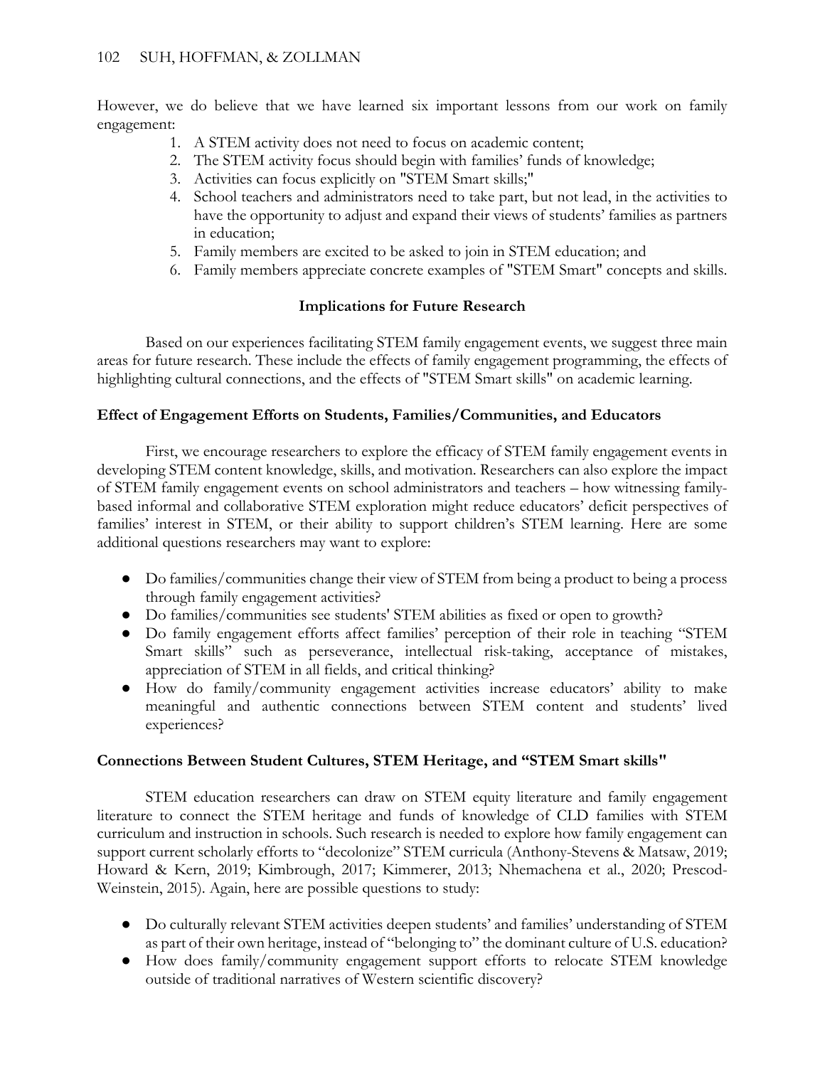However, we do believe that we have learned six important lessons from our work on family engagement:

1. A STEM activity does not need to focus on academic content;
2. The STEM activity focus should begin with families' funds of knowledge;
3. Activities can focus explicitly on "STEM Smart skills;"
4. School teachers and administrators need to take part, but not lead, in the activities to have the opportunity to adjust and expand their views of students' families as partners in education;
5. Family members are excited to be asked to join in STEM education; and
6. Family members appreciate concrete examples of "STEM Smart" concepts and skills.

## Implications for Future Research

Based on our experiences facilitating STEM family engagement events, we suggest three main areas for future research. These include the effects of family engagement programming, the effects of highlighting cultural connections, and the effects of "STEM Smart skills" on academic learning.

### Effect of Engagement Efforts on Students, Families/Communities, and Educators

First, we encourage researchers to explore the efficacy of STEM family engagement events in developing STEM content knowledge, skills, and motivation. Researchers can also explore the impact of STEM family engagement events on school administrators and teachers – how witnessing family-based informal and collaborative STEM exploration might reduce educators' deficit perspectives of families' interest in STEM, or their ability to support children's STEM learning. Here are some additional questions researchers may want to explore:

- Do families/communities change their view of STEM from being a product to being a process through family engagement activities?
- Do families/communities see students' STEM abilities as fixed or open to growth?
- Do family engagement efforts affect families' perception of their role in teaching "STEM Smart skills" such as perseverance, intellectual risk-taking, acceptance of mistakes, appreciation of STEM in all fields, and critical thinking?
- How do family/community engagement activities increase educators' ability to make meaningful and authentic connections between STEM content and students' lived experiences?

### Connections Between Student Cultures, STEM Heritage, and "STEM Smart skills"

STEM education researchers can draw on STEM equity literature and family engagement literature to connect the STEM heritage and funds of knowledge of CLD families with STEM curriculum and instruction in schools. Such research is needed to explore how family engagement can support current scholarly efforts to "decolonize" STEM curricula (Anthony-Stevens & Matsaw, 2019; Howard & Kern, 2019; Kimbrough, 2017; Kimmerer, 2013; Nhemachena et al., 2020; Prescod-Weinstein, 2015). Again, here are possible questions to study:

- Do culturally relevant STEM activities deepen students' and families' understanding of STEM as part of their own heritage, instead of "belonging to" the dominant culture of U.S. education?
- How does family/community engagement support efforts to relocate STEM knowledge outside of traditional narratives of Western scientific discovery?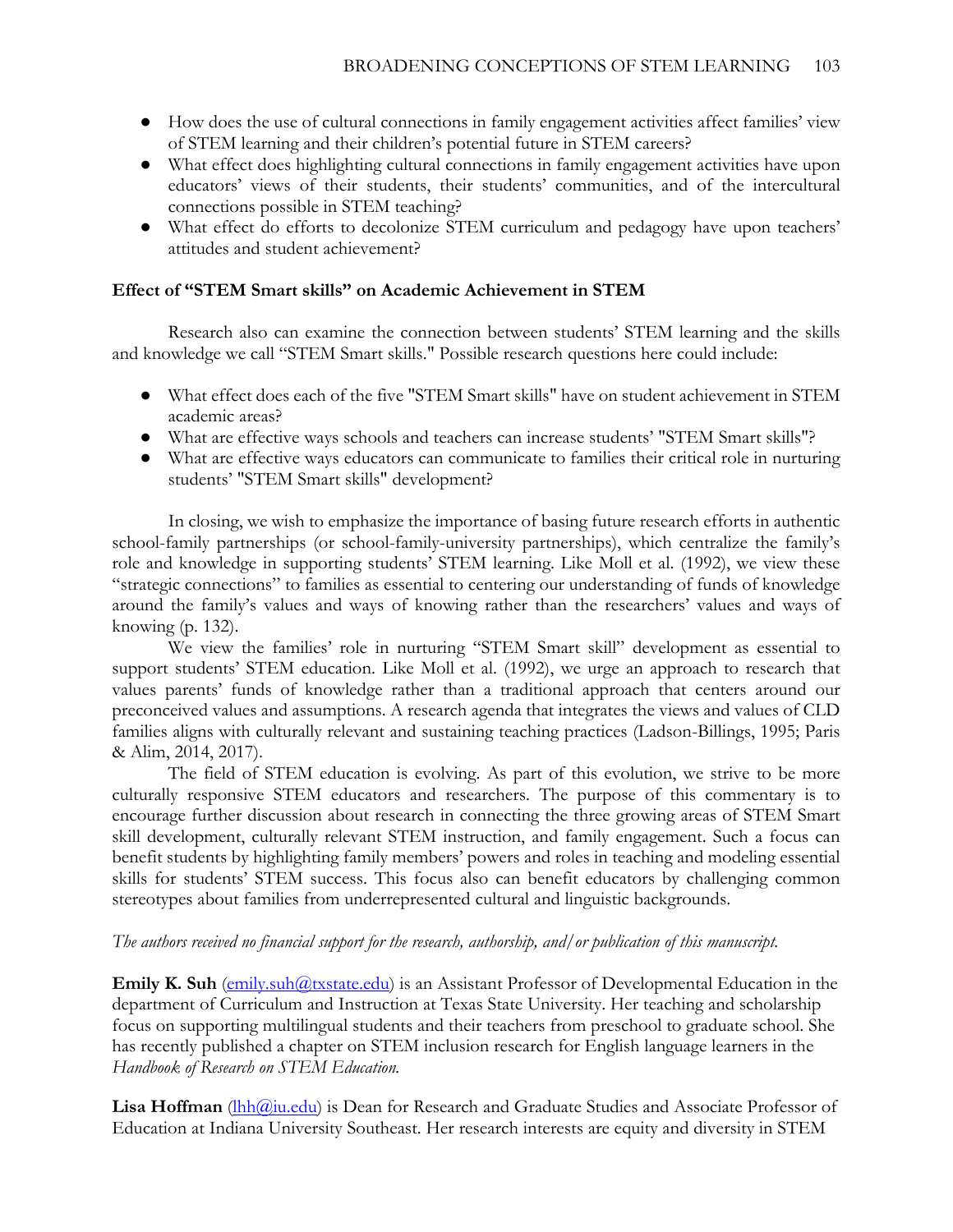- How does the use of cultural connections in family engagement activities affect families' view of STEM learning and their children's potential future in STEM careers?
- What effect does highlighting cultural connections in family engagement activities have upon educators' views of their students, their students' communities, and of the intercultural connections possible in STEM teaching?
- What effect do efforts to decolonize STEM curriculum and pedagogy have upon teachers' attitudes and student achievement?

### Effect of "STEM Smart skills" on Academic Achievement in STEM

Research also can examine the connection between students' STEM learning and the skills and knowledge we call "STEM Smart skills." Possible research questions here could include:

- What effect does each of the five "STEM Smart skills" have on student achievement in STEM academic areas?
- What are effective ways schools and teachers can increase students' "STEM Smart skills"?
- What are effective ways educators can communicate to families their critical role in nurturing students' "STEM Smart skills" development?

In closing, we wish to emphasize the importance of basing future research efforts in authentic school-family partnerships (or school-family-university partnerships), which centralize the family's role and knowledge in supporting students' STEM learning. Like Moll et al. (1992), we view these "strategic connections" to families as essential to centering our understanding of funds of knowledge around the family's values and ways of knowing rather than the researchers' values and ways of knowing (p. 132).

We view the families' role in nurturing "STEM Smart skill" development as essential to support students' STEM education. Like Moll et al. (1992), we urge an approach to research that values parents' funds of knowledge rather than a traditional approach that centers around our preconceived values and assumptions. A research agenda that integrates the views and values of CLD families aligns with culturally relevant and sustaining teaching practices (Ladson-Billings, 1995; Paris & Alim, 2014, 2017).

The field of STEM education is evolving. As part of this evolution, we strive to be more culturally responsive STEM educators and researchers. The purpose of this commentary is to encourage further discussion about research in connecting the three growing areas of STEM Smart skill development, culturally relevant STEM instruction, and family engagement. Such a focus can benefit students by highlighting family members' powers and roles in teaching and modeling essential skills for students' STEM success. This focus also can benefit educators by challenging common stereotypes about families from underrepresented cultural and linguistic backgrounds.

*The authors received no financial support for the research, authorship, and/or publication of this manuscript.*

**Emily K. Suh** (emily.suh@txstate.edu) is an Assistant Professor of Developmental Education in the department of Curriculum and Instruction at Texas State University. Her teaching and scholarship focus on supporting multilingual students and their teachers from preschool to graduate school. She has recently published a chapter on STEM inclusion research for English language learners in the *Handbook of Research on STEM Education.*

**Lisa Hoffman** (lhh@iu.edu) is Dean for Research and Graduate Studies and Associate Professor of Education at Indiana University Southeast. Her research interests are equity and diversity in STEM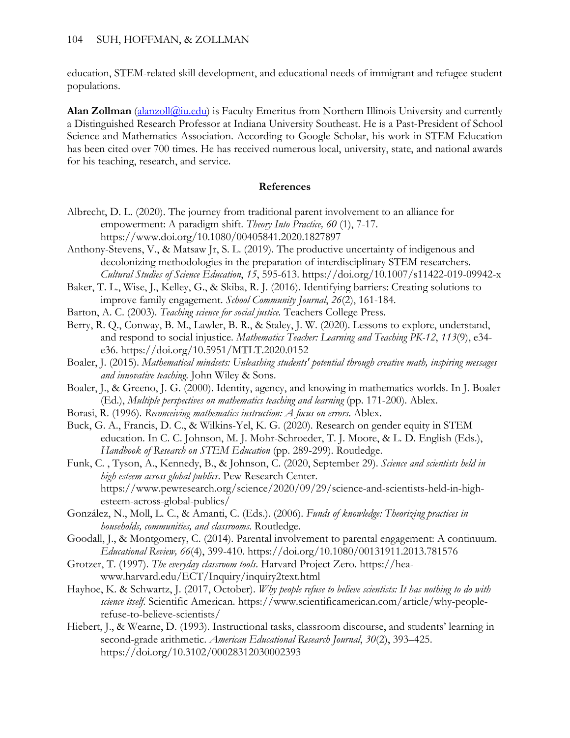education, STEM-related skill development, and educational needs of immigrant and refugee student populations.

**Alan Zollman** (alanzoll@iu.edu) is Faculty Emeritus from Northern Illinois University and currently a Distinguished Research Professor at Indiana University Southeast. He is a Past-President of School Science and Mathematics Association. According to Google Scholar, his work in STEM Education has been cited over 700 times. He has received numerous local, university, state, and national awards for his teaching, research, and service.

## References

Albrecht, D. L. (2020). The journey from traditional parent involvement to an alliance for empowerment: A paradigm shift. *Theory Into Practice, 60* (1), 7-17. https://www.doi.org/10.1080/00405841.2020.1827897

Anthony-Stevens, V., & Matsaw Jr, S. L. (2019). The productive uncertainty of indigenous and decolonizing methodologies in the preparation of interdisciplinary STEM researchers. *Cultural Studies of Science Education*, *15*, 595-613. https://doi.org/10.1007/s11422-019-09942-x

Baker, T. L., Wise, J., Kelley, G., & Skiba, R. J. (2016). Identifying barriers: Creating solutions to improve family engagement. *School Community Journal*, *26*(2), 161-184.

Barton, A. C. (2003). *Teaching science for social justice.* Teachers College Press.

Berry, R. Q., Conway, B. M., Lawler, B. R., & Staley, J. W. (2020). Lessons to explore, understand, and respond to social injustice. *Mathematics Teacher: Learning and Teaching PK-12*, *113*(9), e34-e36. https://doi.org/10.5951/MTLT.2020.0152

Boaler, J. (2015). *Mathematical mindsets: Unleashing students' potential through creative math, inspiring messages and innovative teaching.* John Wiley & Sons.

Boaler, J., & Greeno, J. G. (2000). Identity, agency, and knowing in mathematics worlds. In J. Boaler (Ed.), *Multiple perspectives on mathematics teaching and learning* (pp. 171-200). Ablex.

Borasi, R. (1996). *Reconceiving mathematics instruction: A focus on errors*. Ablex.

Buck, G. A., Francis, D. C., & Wilkins-Yel, K. G. (2020). Research on gender equity in STEM education. In C. C. Johnson, M. J. Mohr-Schroeder, T. J. Moore, & L. D. English (Eds.), *Handbook of Research on STEM Education* (pp. 289-299). Routledge.

Funk, C. , Tyson, A., Kennedy, B., & Johnson, C. (2020, September 29). *Science and scientists held in high esteem across global publics*. Pew Research Center. https://www.pewresearch.org/science/2020/09/29/science-and-scientists-held-in-high-esteem-across-global-publics/

González, N., Moll, L. C., & Amanti, C. (Eds.). (2006). *Funds of knowledge: Theorizing practices in households, communities, and classrooms.* Routledge.

Goodall, J., & Montgomery, C. (2014). Parental involvement to parental engagement: A continuum. *Educational Review, 66*(4), 399-410. https://doi.org/10.1080/00131911.2013.781576

Grotzer, T. (1997). *The everyday classroom tools.* Harvard Project Zero. https://hea-www.harvard.edu/ECT/Inquiry/inquiry2text.html

Hayhoe, K. & Schwartz, J. (2017, October). *Why people refuse to believe scientists: It has nothing to do with science itself*. Scientific American. https://www.scientificamerican.com/article/why-people-refuse-to-believe-scientists/

Hiebert, J., & Wearne, D. (1993). Instructional tasks, classroom discourse, and students' learning in second-grade arithmetic. *American Educational Research Journal*, *30*(2), 393–425. https://doi.org/10.3102/00028312030002393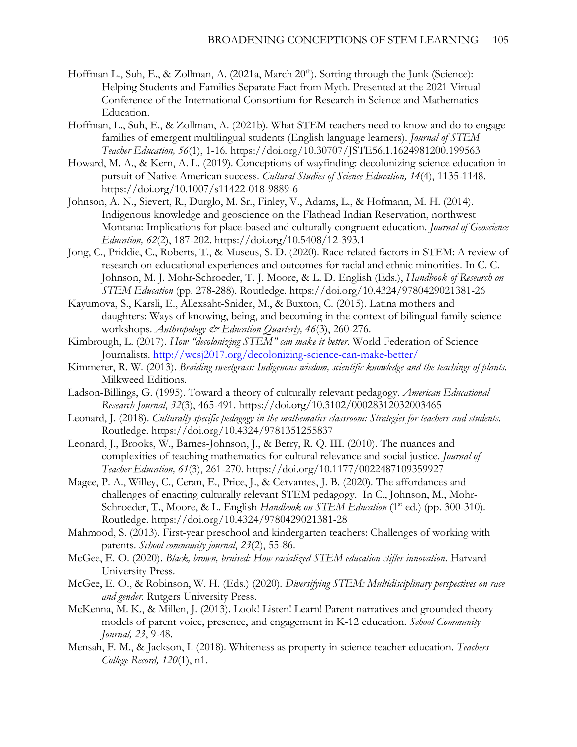Hoffman L., Suh, E., & Zollman, A. (2021a, March 20th). Sorting through the Junk (Science): Helping Students and Families Separate Fact from Myth. Presented at the 2021 Virtual Conference of the International Consortium for Research in Science and Mathematics Education.

Hoffman, L., Suh, E., & Zollman, A. (2021b). What STEM teachers need to know and do to engage families of emergent multilingual students (English language learners). *Journal of STEM Teacher Education, 56*(1), 1-16. https://doi.org/10.30707/JSTE56.1.1624981200.199563

Howard, M. A., & Kern, A. L. (2019). Conceptions of wayfinding: decolonizing science education in pursuit of Native American success. *Cultural Studies of Science Education, 14*(4), 1135-1148. https://doi.org/10.1007/s11422-018-9889-6

Johnson, A. N., Sievert, R., Durglo, M. Sr., Finley, V., Adams, L., & Hofmann, M. H. (2014). Indigenous knowledge and geoscience on the Flathead Indian Reservation, northwest Montana: Implications for place-based and culturally congruent education. *Journal of Geoscience Education, 62*(2), 187-202. https://doi.org/10.5408/12-393.1

Jong, C., Priddie, C., Roberts, T., & Museus, S. D. (2020). Race-related factors in STEM: A review of research on educational experiences and outcomes for racial and ethnic minorities. In C. C. Johnson, M. J. Mohr-Schroeder, T. J. Moore, & L. D. English (Eds.), *Handbook of Research on STEM Education* (pp. 278-288). Routledge. https://doi.org/10.4324/9780429021381-26

Kayumova, S., Karsli, E., Allexsaht-Snider, M., & Buxton, C. (2015). Latina mothers and daughters: Ways of knowing, being, and becoming in the context of bilingual family science workshops. *Anthropology & Education Quarterly, 46*(3), 260-276.

Kimbrough, L. (2017). *How "decolonizing STEM" can make it better.* World Federation of Science Journalists. [http://wcsj2017.org/decolonizing-science-can-make-better/](http://wcsj2017.org/decolonizing-science-can-make-better/)

Kimmerer, R. W. (2013). *Braiding sweetgrass: Indigenous wisdom, scientific knowledge and the teachings of plants*. Milkweed Editions.

Ladson-Billings, G. (1995). Toward a theory of culturally relevant pedagogy. *American Educational Research Journal*, *32*(3), 465-491. https://doi.org/10.3102/00028312032003465

Leonard, J. (2018). *Culturally specific pedagogy in the mathematics classroom: Strategies for teachers and students*. Routledge. https://doi.org/10.4324/9781351255837

Leonard, J., Brooks, W., Barnes-Johnson, J., & Berry, R. Q. III. (2010). The nuances and complexities of teaching mathematics for cultural relevance and social justice. *Journal of Teacher Education, 61*(3), 261-270. https://doi.org/10.1177/0022487109359927

Magee, P. A., Willey, C., Ceran, E., Price, J., & Cervantes, J. B. (2020). The affordances and challenges of enacting culturally relevant STEM pedagogy. In C., Johnson, M., Mohr-Schroeder, T., Moore, & L. English *Handbook on STEM Education* (1st ed.) (pp. 300-310). Routledge. https://doi.org/10.4324/9780429021381-28

Mahmood, S. (2013). First-year preschool and kindergarten teachers: Challenges of working with parents. *School community journal*, *23*(2), 55-86.

McGee, E. O. (2020). *Black, brown, bruised: How racialized STEM education stifles innovation*. Harvard University Press.

McGee, E. O., & Robinson, W. H. (Eds.) (2020). *Diversifying STEM: Multidisciplinary perspectives on race and gender.* Rutgers University Press.

McKenna, M. K., & Millen, J. (2013). Look! Listen! Learn! Parent narratives and grounded theory models of parent voice, presence, and engagement in K-12 education. *School Community Journal, 23*, 9-48.

Mensah, F. M., & Jackson, I. (2018). Whiteness as property in science teacher education. *Teachers College Record, 120*(1), n1.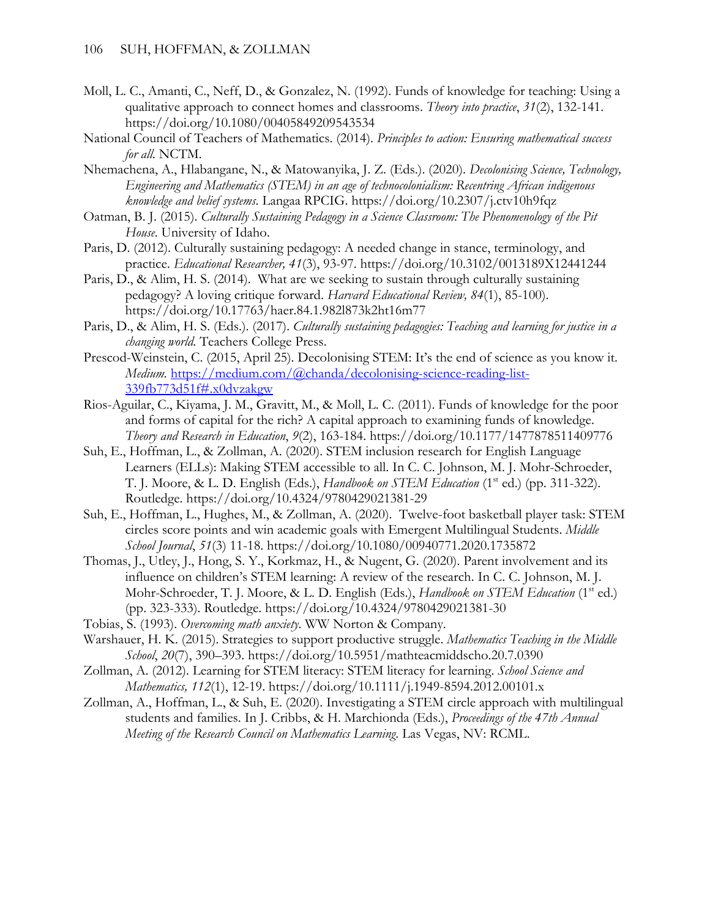Moll, L. C., Amanti, C., Neff, D., & Gonzalez, N. (1992). Funds of knowledge for teaching: Using a qualitative approach to connect homes and classrooms. *Theory into practice*, *31*(2), 132-141. https://doi.org/10.1080/00405849209543534

National Council of Teachers of Mathematics. (2014). *Principles to action: Ensuring mathematical success for all.* NCTM.

Nhemachena, A., Hlabangane, N., & Matowanyika, J. Z. (Eds.). (2020). *Decolonising Science, Technology, Engineering and Mathematics (STEM) in an age of technocolonialism: Recentring African indigenous knowledge and belief systems.* Langaa RPCIG. https://doi.org/10.2307/j.ctv10h9fqz

Oatman, B. J. (2015). *Culturally Sustaining Pedagogy in a Science Classroom: The Phenomenology of the Pit House.* University of Idaho.

Paris, D. (2012). Culturally sustaining pedagogy: A needed change in stance, terminology, and practice. *Educational Researcher, 41*(3), 93-97. https://doi.org/10.3102/0013189X12441244

Paris, D., & Alim, H. S. (2014). What are we seeking to sustain through culturally sustaining pedagogy? A loving critique forward. *Harvard Educational Review, 84*(1), 85-100). https://doi.org/10.17763/haer.84.1.982l873k2ht16m77

Paris, D., & Alim, H. S. (Eds.). (2017). *Culturally sustaining pedagogies: Teaching and learning for justice in a changing world.* Teachers College Press.

Prescod-Weinstein, C. (2015, April 25). Decolonising STEM: It's the end of science as you know it. *Medium.* https://medium.com/@chanda/decolonising-science-reading-list-339fb773d51f#.x0dvzakgw

Rios-Aguilar, C., Kiyama, J. M., Gravitt, M., & Moll, L. C. (2011). Funds of knowledge for the poor and forms of capital for the rich? A capital approach to examining funds of knowledge. *Theory and Research in Education*, *9*(2), 163-184. https://doi.org/10.1177/1477878511409776

Suh, E., Hoffman, L., & Zollman, A. (2020). STEM inclusion research for English Language Learners (ELLs): Making STEM accessible to all. In C. C. Johnson, M. J. Mohr-Schroeder, T. J. Moore, & L. D. English (Eds.), *Handbook on STEM Education* (1st ed.) (pp. 311-322). Routledge. https://doi.org/10.4324/9780429021381-29

Suh, E., Hoffman, L., Hughes, M., & Zollman, A. (2020). Twelve-foot basketball player task: STEM circles score points and win academic goals with Emergent Multilingual Students. *Middle School Journal*, *51*(3) 11-18. https://doi.org/10.1080/00940771.2020.1735872

Thomas, J., Utley, J., Hong, S. Y., Korkmaz, H., & Nugent, G. (2020). Parent involvement and its influence on children's STEM learning: A review of the research. In C. C. Johnson, M. J. Mohr-Schroeder, T. J. Moore, & L. D. English (Eds.), *Handbook on STEM Education* (1st ed.) (pp. 323-333). Routledge. https://doi.org/10.4324/9780429021381-30

Tobias, S. (1993). *Overcoming math anxiety*. WW Norton & Company.

Warshauer, H. K. (2015). Strategies to support productive struggle. *Mathematics Teaching in the Middle School*, *20*(7), 390–393. https://doi.org/10.5951/mathteacmiddscho.20.7.0390

Zollman, A. (2012). Learning for STEM literacy: STEM literacy for learning. *School Science and Mathematics, 112*(1), 12-19. https://doi.org/10.1111/j.1949-8594.2012.00101.x

Zollman, A., Hoffman, L., & Suh, E. (2020). Investigating a STEM circle approach with multilingual students and families. In J. Cribbs, & H. Marchionda (Eds.), *Proceedings of the 47th Annual Meeting of the Research Council on Mathematics Learning.* Las Vegas, NV: RCML.